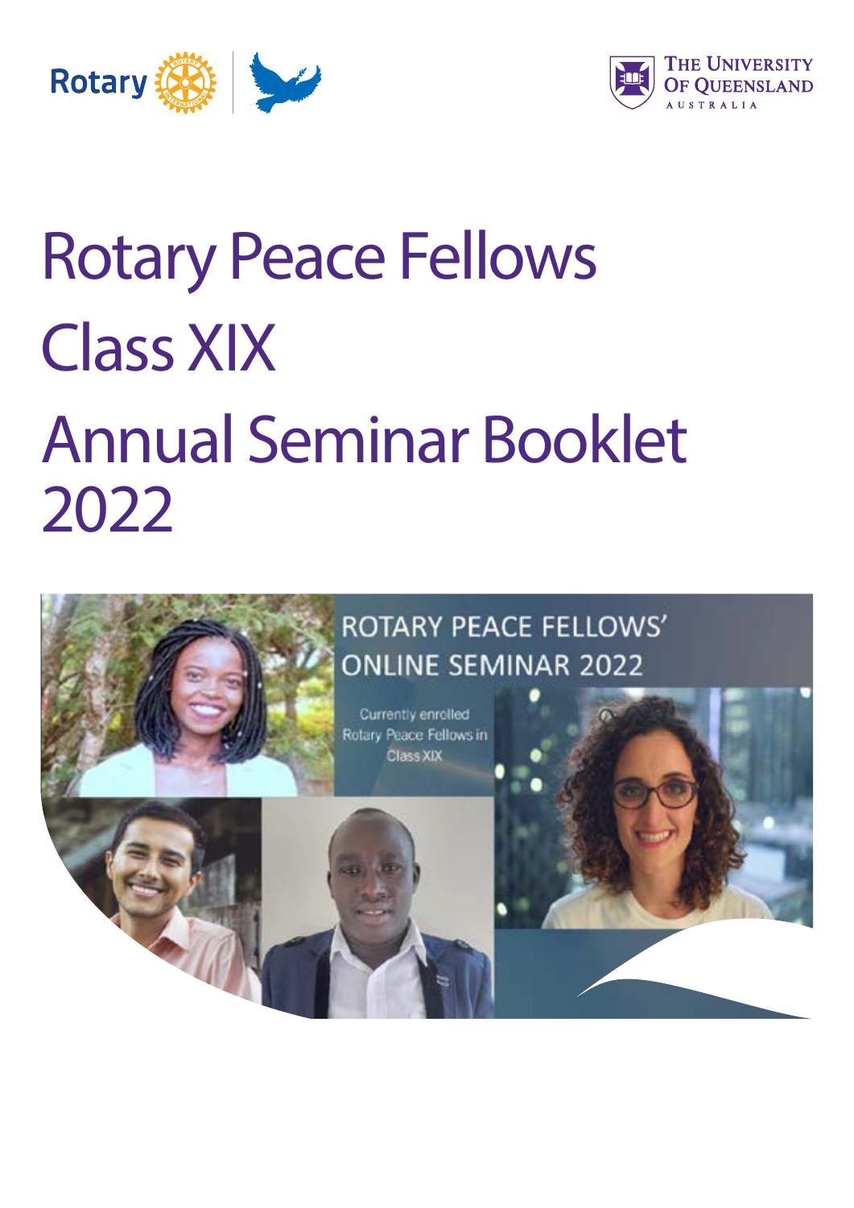Rotary | THE UNIVERSITY OF QUEENSLAND AUSTRALIA

# Rotary Peace Fellows Class XIX Annual Seminar Booklet 2022

ROTARY PEACE FELLOWS' ONLINE SEMINAR 2022

Currently enrolled Rotary Peace Fellows in Class XIX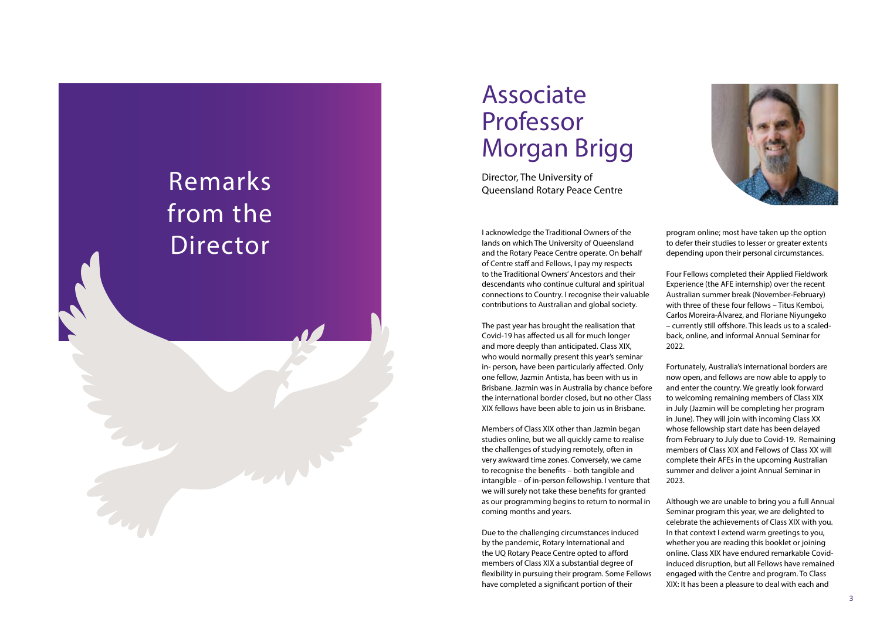# Remarks from the Director

## Associate Professor Morgan Brigg

Director, The University of Queensland Rotary Peace Centre

I acknowledge the Traditional Owners of the lands on which The University of Queensland and the Rotary Peace Centre operate. On behalf of Centre staff and Fellows, I pay my respects to the Traditional Owners' Ancestors and their descendants who continue cultural and spiritual connections to Country. I recognise their valuable contributions to Australian and global society.

The past year has brought the realisation that Covid-19 has affected us all for much longer and more deeply than anticipated. Class XIX, who would normally present this year's seminar in- person, have been particularly affected. Only one fellow, Jazmin Antista, has been with us in Brisbane. Jazmin was in Australia by chance before the international border closed, but no other Class XIX fellows have been able to join us in Brisbane.

Members of Class XIX other than Jazmin began studies online, but we all quickly came to realise the challenges of studying remotely, often in very awkward time zones. Conversely, we came to recognise the benefits – both tangible and intangible – of in-person fellowship. I venture that we will surely not take these benefits for granted as our programming begins to return to normal in coming months and years.

Due to the challenging circumstances induced by the pandemic, Rotary International and the UQ Rotary Peace Centre opted to afford members of Class XIX a substantial degree of flexibility in pursuing their program. Some Fellows have completed a significant portion of their program online; most have taken up the option to defer their studies to lesser or greater extents depending upon their personal circumstances.

Four Fellows completed their Applied Fieldwork Experience (the AFE internship) over the recent Australian summer break (November-February) with three of these four fellows – Titus Kemboi, Carlos Moreira-Álvarez, and Floriane Niyungeko – currently still offshore. This leads us to a scaled-back, online, and informal Annual Seminar for 2022.

Fortunately, Australia's international borders are now open, and fellows are now able to apply to and enter the country. We greatly look forward to welcoming remaining members of Class XIX in July (Jazmin will be completing her program in June). They will join with incoming Class XX whose fellowship start date has been delayed from February to July due to Covid-19. Remaining members of Class XIX and Fellows of Class XX will complete their AFEs in the upcoming Australian summer and deliver a joint Annual Seminar in 2023.

Although we are unable to bring you a full Annual Seminar program this year, we are delighted to celebrate the achievements of Class XIX with you. In that context I extend warm greetings to you, whether you are reading this booklet or joining online. Class XIX have endured remarkable Covid-induced disruption, but all Fellows have remained engaged with the Centre and program. To Class XIX: It has been a pleasure to deal with each and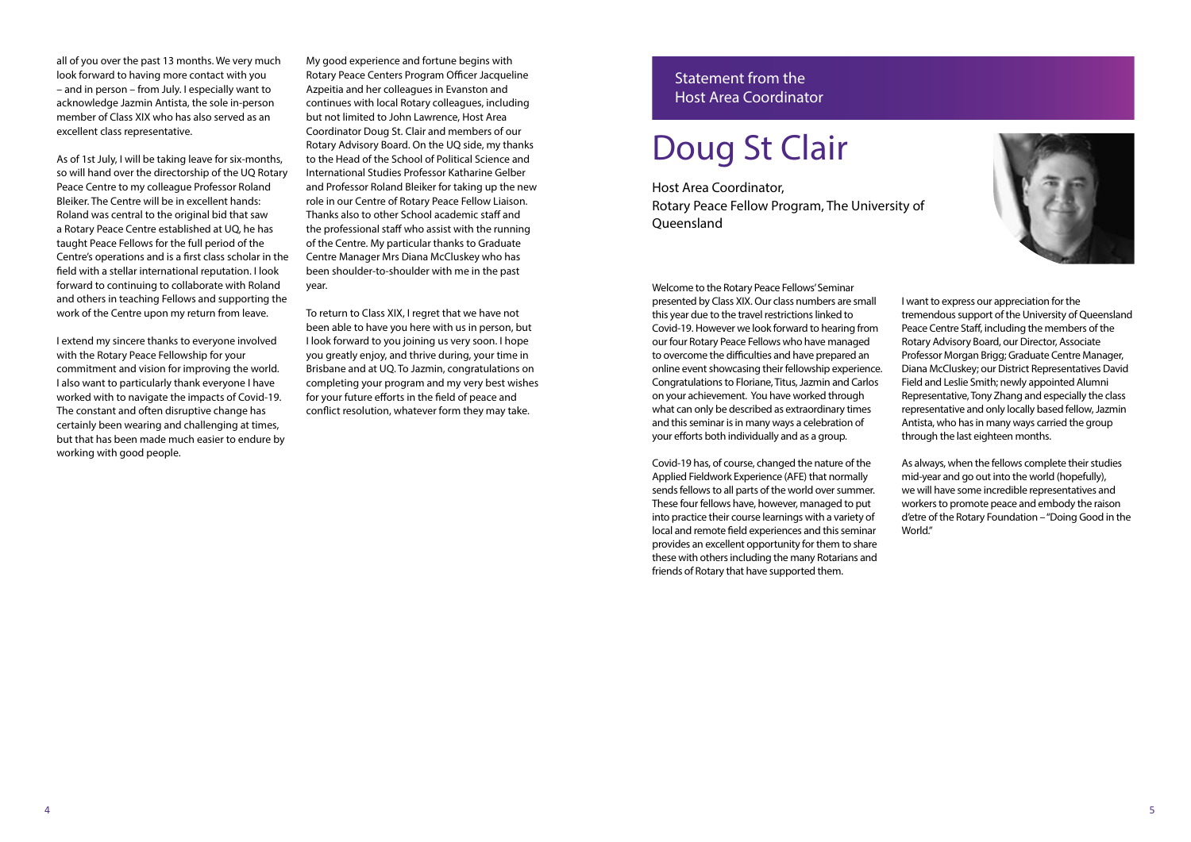all of you over the past 13 months. We very much look forward to having more contact with you – and in person – from July. I especially want to acknowledge Jazmin Antista, the sole in-person member of Class XIX who has also served as an excellent class representative.

As of 1st July, I will be taking leave for six-months, so will hand over the directorship of the UQ Rotary Peace Centre to my colleague Professor Roland Bleiker. The Centre will be in excellent hands: Roland was central to the original bid that saw a Rotary Peace Centre established at UQ, he has taught Peace Fellows for the full period of the Centre's operations and is a first class scholar in the field with a stellar international reputation. I look forward to continuing to collaborate with Roland and others in teaching Fellows and supporting the work of the Centre upon my return from leave.

I extend my sincere thanks to everyone involved with the Rotary Peace Fellowship for your commitment and vision for improving the world. I also want to particularly thank everyone I have worked with to navigate the impacts of Covid-19. The constant and often disruptive change has certainly been wearing and challenging at times, but that has been made much easier to endure by working with good people.

My good experience and fortune begins with Rotary Peace Centers Program Officer Jacqueline Azpeitia and her colleagues in Evanston and continues with local Rotary colleagues, including but not limited to John Lawrence, Host Area Coordinator Doug St. Clair and members of our Rotary Advisory Board. On the UQ side, my thanks to the Head of the School of Political Science and International Studies Professor Katharine Gelber and Professor Roland Bleiker for taking up the new role in our Centre of Rotary Peace Fellow Liaison. Thanks also to other School academic staff and the professional staff who assist with the running of the Centre. My particular thanks to Graduate Centre Manager Mrs Diana McCluskey who has been shoulder-to-shoulder with me in the past year.

To return to Class XIX, I regret that we have not been able to have you here with us in person, but I look forward to you joining us very soon. I hope you greatly enjoy, and thrive during, your time in Brisbane and at UQ. To Jazmin, congratulations on completing your program and my very best wishes for your future efforts in the field of peace and conflict resolution, whatever form they may take.

## Statement from the Host Area Coordinator

# Doug St Clair

Host Area Coordinator,
Rotary Peace Fellow Program, The University of Queensland

Welcome to the Rotary Peace Fellows' Seminar presented by Class XIX. Our class numbers are small this year due to the travel restrictions linked to Covid-19. However we look forward to hearing from our four Rotary Peace Fellows who have managed to overcome the difficulties and have prepared an online event showcasing their fellowship experience. Congratulations to Floriane, Titus, Jazmin and Carlos on your achievement. You have worked through what can only be described as extraordinary times and this seminar is in many ways a celebration of your efforts both individually and as a group.

Covid-19 has, of course, changed the nature of the Applied Fieldwork Experience (AFE) that normally sends fellows to all parts of the world over summer. These four fellows have, however, managed to put into practice their course learnings with a variety of local and remote field experiences and this seminar provides an excellent opportunity for them to share these with others including the many Rotarians and friends of Rotary that have supported them.

I want to express our appreciation for the tremendous support of the University of Queensland Peace Centre Staff, including the members of the Rotary Advisory Board, our Director, Associate Professor Morgan Brigg; Graduate Centre Manager, Diana McCluskey; our District Representatives David Field and Leslie Smith; newly appointed Alumni Representative, Tony Zhang and especially the class representative and only locally based fellow, Jazmin Antista, who has in many ways carried the group through the last eighteen months.

As always, when the fellows complete their studies mid-year and go out into the world (hopefully), we will have some incredible representatives and workers to promote peace and embody the raison d'etre of the Rotary Foundation – "Doing Good in the World."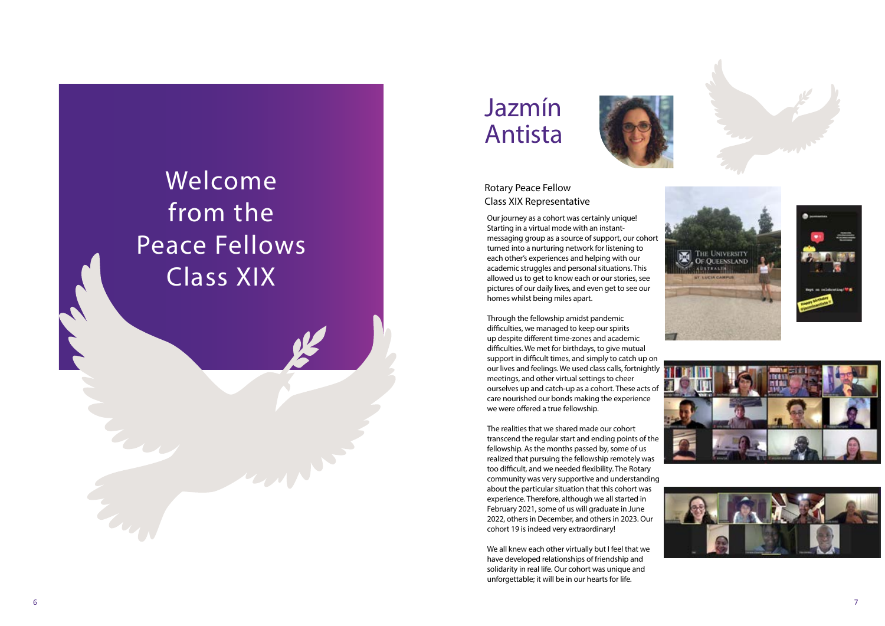# Welcome from the Peace Fellows Class XIX

## Jazmín Antista

Rotary Peace Fellow
Class XIX Representative

Our journey as a cohort was certainly unique! Starting in a virtual mode with an instant-messaging group as a source of support, our cohort turned into a nurturing network for listening to each other's experiences and helping with our academic struggles and personal situations. This allowed us to get to know each or our stories, see pictures of our daily lives, and even get to see our homes whilst being miles apart.

Through the fellowship amidst pandemic difficulties, we managed to keep our spirits up despite different time-zones and academic difficulties. We met for birthdays, to give mutual support in difficult times, and simply to catch up on our lives and feelings. We used class calls, fortnightly meetings, and other virtual settings to cheer ourselves up and catch-up as a cohort. These acts of care nourished our bonds making the experience we were offered a true fellowship.

The realities that we shared made our cohort transcend the regular start and ending points of the fellowship. As the months passed by, some of us realized that pursuing the fellowship remotely was too difficult, and we needed flexibility. The Rotary community was very supportive and understanding about the particular situation that this cohort was experience. Therefore, although we all started in February 2021, some of us will graduate in June 2022, others in December, and others in 2023. Our cohort 19 is indeed very extraordinary!

We all knew each other virtually but I feel that we have developed relationships of friendship and solidarity in real life. Our cohort was unique and unforgettable; it will be in our hearts for life.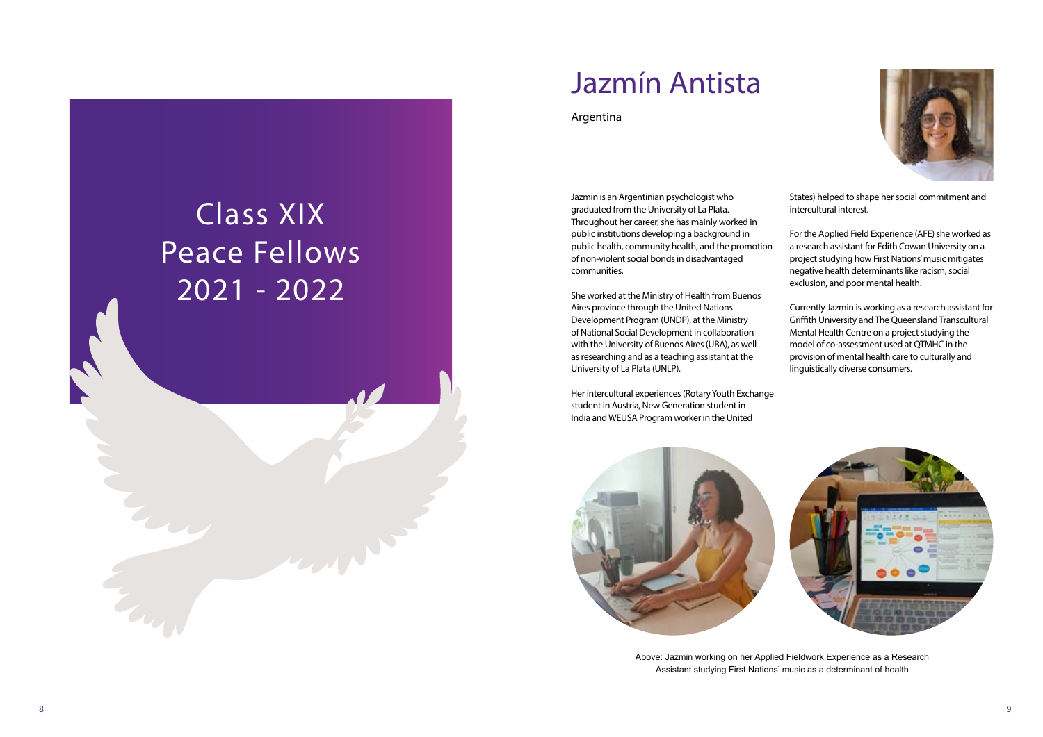# Class XIX Peace Fellows 2021 - 2022

## Jazmín Antista

Argentina

Jazmin is an Argentinian psychologist who graduated from the University of La Plata. Throughout her career, she has mainly worked in public institutions developing a background in public health, community health, and the promotion of non-violent social bonds in disadvantaged communities.

She worked at the Ministry of Health from Buenos Aires province through the United Nations Development Program (UNDP), at the Ministry of National Social Development in collaboration with the University of Buenos Aires (UBA), as well as researching and as a teaching assistant at the University of La Plata (UNLP).

Her intercultural experiences (Rotary Youth Exchange student in Austria, New Generation student in India and WEUSA Program worker in the United States) helped to shape her social commitment and intercultural interest.

For the Applied Field Experience (AFE) she worked as a research assistant for Edith Cowan University on a project studying how First Nations' music mitigates negative health determinants like racism, social exclusion, and poor mental health.

Currently Jazmin is working as a research assistant for Griffith University and The Queensland Transcultural Mental Health Centre on a project studying the model of co-assessment used at QTMHC in the provision of mental health care to culturally and linguistically diverse consumers.

Above: Jazmin working on her Applied Fieldwork Experience as a Research Assistant studying First Nations' music as a determinant of health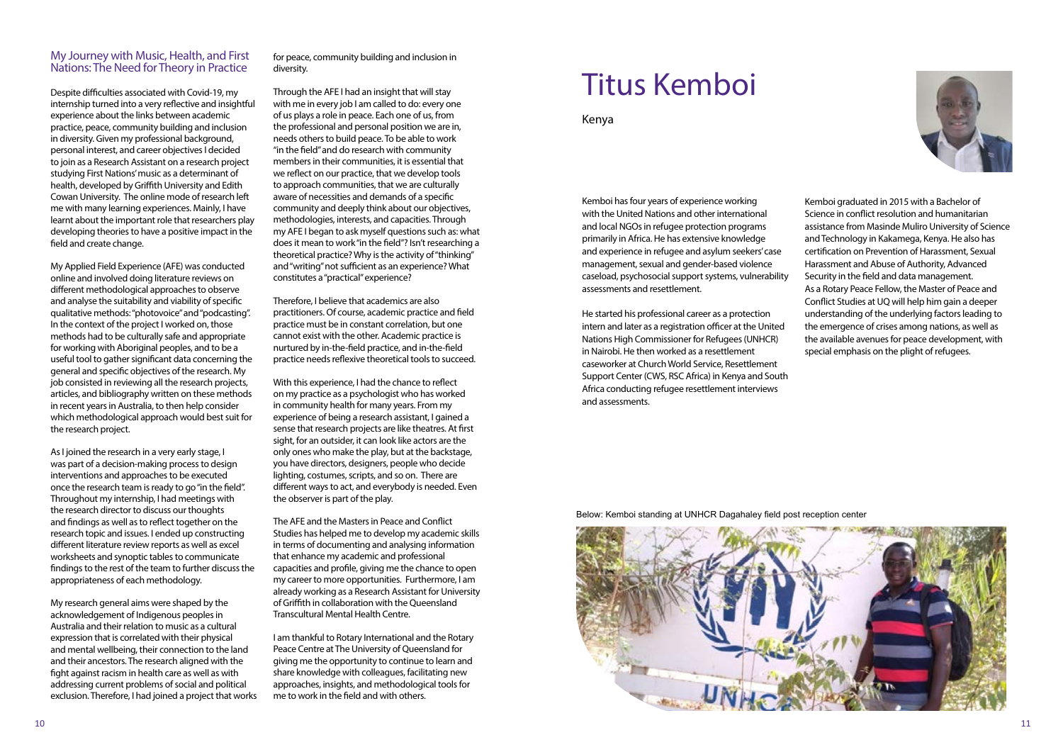## My Journey with Music, Health, and First Nations: The Need for Theory in Practice

Despite difficulties associated with Covid-19, my internship turned into a very reflective and insightful experience about the links between academic practice, peace, community building and inclusion in diversity. Given my professional background, personal interest, and career objectives I decided to join as a Research Assistant on a research project studying First Nations' music as a determinant of health, developed by Griffith University and Edith Cowan University. The online mode of research left me with many learning experiences. Mainly, I have learnt about the important role that researchers play developing theories to have a positive impact in the field and create change.

My Applied Field Experience (AFE) was conducted online and involved doing literature reviews on different methodological approaches to observe and analyse the suitability and viability of specific qualitative methods: "photovoice" and "podcasting". In the context of the project I worked on, those methods had to be culturally safe and appropriate for working with Aboriginal peoples, and to be a useful tool to gather significant data concerning the general and specific objectives of the research. My job consisted in reviewing all the research projects, articles, and bibliography written on these methods in recent years in Australia, to then help consider which methodological approach would best suit for the research project.

As I joined the research in a very early stage, I was part of a decision-making process to design interventions and approaches to be executed once the research team is ready to go "in the field". Throughout my internship, I had meetings with the research director to discuss our thoughts and findings as well as to reflect together on the research topic and issues. I ended up constructing different literature review reports as well as excel worksheets and synoptic tables to communicate findings to the rest of the team to further discuss the appropriateness of each methodology.

My research general aims were shaped by the acknowledgement of Indigenous peoples in Australia and their relation to music as a cultural expression that is correlated with their physical and mental wellbeing, their connection to the land and their ancestors. The research aligned with the fight against racism in health care as well as with addressing current problems of social and political exclusion. Therefore, I had joined a project that works for peace, community building and inclusion in diversity.

Through the AFE I had an insight that will stay with me in every job I am called to do: every one of us plays a role in peace. Each one of us, from the professional and personal position we are in, needs others to build peace. To be able to work "in the field" and do research with community members in their communities, it is essential that we reflect on our practice, that we develop tools to approach communities, that we are culturally aware of necessities and demands of a specific community and deeply think about our objectives, methodologies, interests, and capacities. Through my AFE I began to ask myself questions such as: what does it mean to work "in the field"? Isn't researching a theoretical practice? Why is the activity of "thinking" and "writing" not sufficient as an experience? What constitutes a "practical" experience?

Therefore, I believe that academics are also practitioners. Of course, academic practice and field practice must be in constant correlation, but one cannot exist with the other. Academic practice is nurtured by in-the-field practice, and in-the-field practice needs reflexive theoretical tools to succeed.

With this experience, I had the chance to reflect on my practice as a psychologist who has worked in community health for many years. From my experience of being a research assistant, I gained a sense that research projects are like theatres. At first sight, for an outsider, it can look like actors are the only ones who make the play, but at the backstage, you have directors, designers, people who decide lighting, costumes, scripts, and so on. There are different ways to act, and everybody is needed. Even the observer is part of the play.

The AFE and the Masters in Peace and Conflict Studies has helped me to develop my academic skills in terms of documenting and analysing information that enhance my academic and professional capacities and profile, giving me the chance to open my career to more opportunities. Furthermore, I am already working as a Research Assistant for University of Griffith in collaboration with the Queensland Transcultural Mental Health Centre.

I am thankful to Rotary International and the Rotary Peace Centre at The University of Queensland for giving me the opportunity to continue to learn and share knowledge with colleagues, facilitating new approaches, insights, and methodological tools for me to work in the field and with others.

# Titus Kemboi

Kenya

Kemboi has four years of experience working with the United Nations and other international and local NGOs in refugee protection programs primarily in Africa. He has extensive knowledge and experience in refugee and asylum seekers' case management, sexual and gender-based violence caseload, psychosocial support systems, vulnerability assessments and resettlement.

He started his professional career as a protection intern and later as a registration officer at the United Nations High Commissioner for Refugees (UNHCR) in Nairobi. He then worked as a resettlement caseworker at Church World Service, Resettlement Support Center (CWS, RSC Africa) in Kenya and South Africa conducting refugee resettlement interviews and assessments.

Kemboi graduated in 2015 with a Bachelor of Science in conflict resolution and humanitarian assistance from Masinde Muliro University of Science and Technology in Kakamega, Kenya. He also has certification on Prevention of Harassment, Sexual Harassment and Abuse of Authority, Advanced Security in the field and data management. As a Rotary Peace Fellow, the Master of Peace and Conflict Studies at UQ will help him gain a deeper understanding of the underlying factors leading to the emergence of crises among nations, as well as the available avenues for peace development, with special emphasis on the plight of refugees.

Below: Kemboi standing at UNHCR Dagahaley field post reception center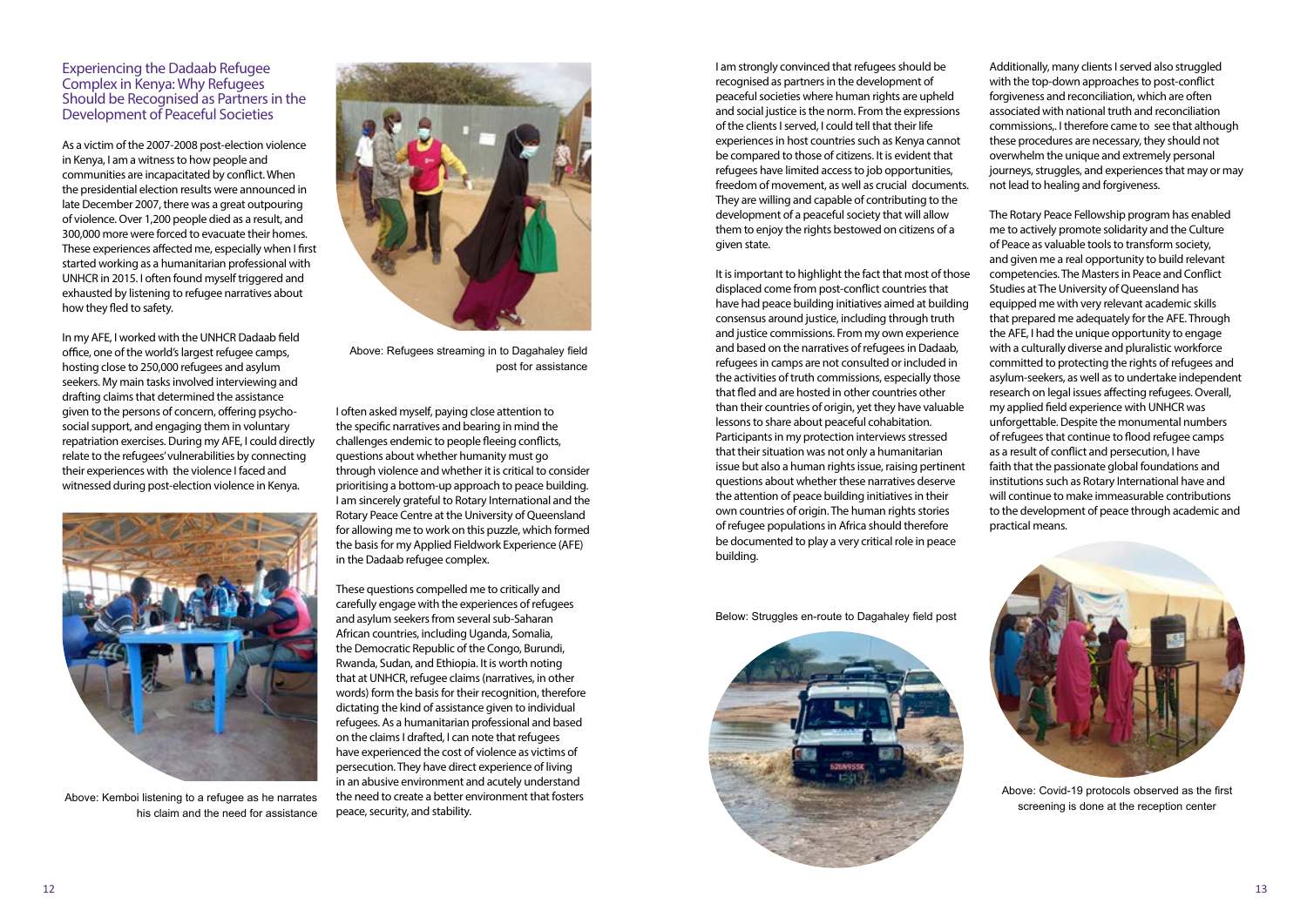## Experiencing the Dadaab Refugee Complex in Kenya: Why Refugees Should be Recognised as Partners in the Development of Peaceful Societies

As a victim of the 2007-2008 post-election violence in Kenya, I am a witness to how people and communities are incapacitated by conflict. When the presidential election results were announced in late December 2007, there was a great outpouring of violence. Over 1,200 people died as a result, and 300,000 more were forced to evacuate their homes. These experiences affected me, especially when I first started working as a humanitarian professional with UNHCR in 2015. I often found myself triggered and exhausted by listening to refugee narratives about how they fled to safety.

In my AFE, I worked with the UNHCR Dadaab field office, one of the world's largest refugee camps, hosting close to 250,000 refugees and asylum seekers. My main tasks involved interviewing and drafting claims that determined the assistance given to the persons of concern, offering psycho-social support, and engaging them in voluntary repatriation exercises. During my AFE, I could directly relate to the refugees' vulnerabilities by connecting their experiences with the violence I faced and witnessed during post-election violence in Kenya.

Above: Kemboi listening to a refugee as he narrates his claim and the need for assistance

Above: Refugees streaming in to Dagahaley field post for assistance

I often asked myself, paying close attention to the specific narratives and bearing in mind the challenges endemic to people fleeing conflicts, questions about whether humanity must go through violence and whether it is critical to consider prioritising a bottom-up approach to peace building. I am sincerely grateful to Rotary International and the Rotary Peace Centre at the University of Queensland for allowing me to work on this puzzle, which formed the basis for my Applied Fieldwork Experience (AFE) in the Dadaab refugee complex.

These questions compelled me to critically and carefully engage with the experiences of refugees and asylum seekers from several sub-Saharan African countries, including Uganda, Somalia, the Democratic Republic of the Congo, Burundi, Rwanda, Sudan, and Ethiopia. It is worth noting that at UNHCR, refugee claims (narratives, in other words) form the basis for their recognition, therefore dictating the kind of assistance given to individual refugees. As a humanitarian professional and based on the claims I drafted, I can note that refugees have experienced the cost of violence as victims of persecution. They have direct experience of living in an abusive environment and acutely understand the need to create a better environment that fosters peace, security, and stability.

I am strongly convinced that refugees should be recognised as partners in the development of peaceful societies where human rights are upheld and social justice is the norm. From the expressions of the clients I served, I could tell that their life experiences in host countries such as Kenya cannot be compared to those of citizens. It is evident that refugees have limited access to job opportunities, freedom of movement, as well as crucial documents. They are willing and capable of contributing to the development of a peaceful society that will allow them to enjoy the rights bestowed on citizens of a given state.

It is important to highlight the fact that most of those displaced come from post-conflict countries that have had peace building initiatives aimed at building consensus around justice, including through truth and justice commissions. From my own experience and based on the narratives of refugees in Dadaab, refugees in camps are not consulted or included in the activities of truth commissions, especially those that fled and are hosted in other countries other than their countries of origin, yet they have valuable lessons to share about peaceful cohabitation. Participants in my protection interviews stressed that their situation was not only a humanitarian issue but also a human rights issue, raising pertinent questions about whether these narratives deserve the attention of peace building initiatives in their own countries of origin. The human rights stories of refugee populations in Africa should therefore be documented to play a very critical role in peace building.

Below: Struggles en-route to Dagahaley field post

Additionally, many clients I served also struggled with the top-down approaches to post-conflict forgiveness and reconciliation, which are often associated with national truth and reconciliation commissions,. I therefore came to see that although these procedures are necessary, they should not overwhelm the unique and extremely personal journeys, struggles, and experiences that may or may not lead to healing and forgiveness.

The Rotary Peace Fellowship program has enabled me to actively promote solidarity and the Culture of Peace as valuable tools to transform society, and given me a real opportunity to build relevant competencies. The Masters in Peace and Conflict Studies at The University of Queensland has equipped me with very relevant academic skills that prepared me adequately for the AFE. Through the AFE, I had the unique opportunity to engage with a culturally diverse and pluralistic workforce committed to protecting the rights of refugees and asylum-seekers, as well as to undertake independent research on legal issues affecting refugees. Overall, my applied field experience with UNHCR was unforgettable. Despite the monumental numbers of refugees that continue to flood refugee camps as a result of conflict and persecution, I have faith that the passionate global foundations and institutions such as Rotary International have and will continue to make immeasurable contributions to the development of peace through academic and practical means.

Above: Covid-19 protocols observed as the first screening is done at the reception center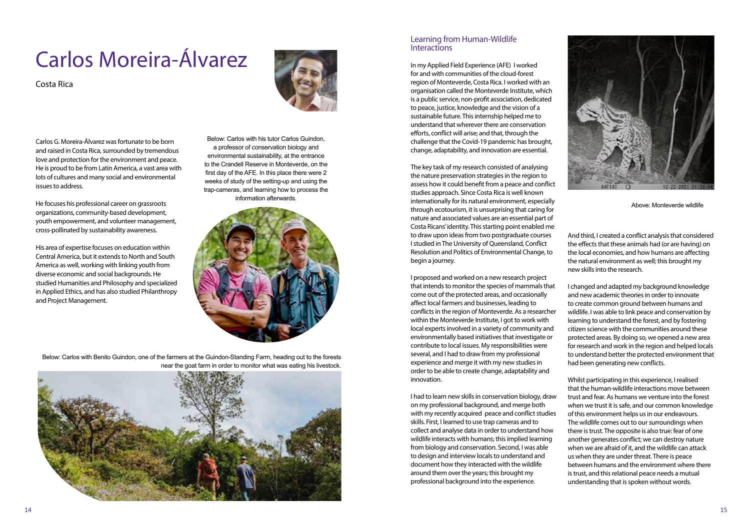# Carlos Moreira-Álvarez

Costa Rica

Carlos G. Moreira-Álvarez was fortunate to be born and raised in Costa Rica, surrounded by tremendous love and protection for the environment and peace. He is proud to be from Latin America, a vast area with lots of cultures and many social and environmental issues to address.

He focuses his professional career on grassroots organizations, community-based development, youth empowerment, and volunteer management, cross-pollinated by sustainability awareness.

His area of expertise focuses on education within Central America, but it extends to North and South America as well, working with linking youth from diverse economic and social backgrounds. He studied Humanities and Philosophy and specialized in Applied Ethics, and has also studied Philanthropy and Project Management.

Below: Carlos with his tutor Carlos Guindon, a professor of conservation biology and environmental sustainability, at the entrance to the Crandell Reserve in Monteverde, on the first day of the AFE. In this place there were 2 weeks of study of the setting-up and using the trap-cameras, and learning how to process the information afterwards.

Below: Carlos with Benito Guindon, one of the farmers at the Guindon-Standing Farm, heading out to the forests near the goat farm in order to monitor what was eating his livestock.

## Learning from Human-Wildlife Interactions

In my Applied Field Experience (AFE) I worked for and with communities of the cloud-forest region of Monteverde, Costa Rica. I worked with an organisation called the Monteverde Institute, which is a public service, non-profit association, dedicated to peace, justice, knowledge and the vision of a sustainable future. This internship helped me to understand that wherever there are conservation efforts, conflict will arise; and that, through the challenge that the Covid-19 pandemic has brought, change, adaptability, and innovation are essential.

The key task of my research consisted of analysing the nature preservation strategies in the region to assess how it could benefit from a peace and conflict studies approach. Since Costa Rica is well known internationally for its natural environment, especially through ecotourism, it is unsurprising that caring for nature and associated values are an essential part of Costa Ricans' identity. This starting point enabled me to draw upon ideas from two postgraduate courses I studied in The University of Queensland, Conflict Resolution and Politics of Environmental Change, to begin a journey.

I proposed and worked on a new research project that intends to monitor the species of mammals that come out of the protected areas, and occasionally affect local farmers and businesses, leading to conflicts in the region of Monteverde. As a researcher within the Monteverde Institute, I got to work with local experts involved in a variety of community and environmentally based initiatives that investigate or contribute to local issues. My responsibilities were several, and I had to draw from my professional experience and merge it with my new studies in order to be able to create change, adaptability and innovation.

I had to learn new skills in conservation biology, draw on my professional background, and merge both with my recently acquired peace and conflict studies skills. First, I learned to use trap cameras and to collect and analyse data in order to understand how wildlife interacts with humans; this implied learning from biology and conservation. Second, I was able to design and interview locals to understand and document how they interacted with the wildlife around them over the years; this brought my professional background into the experience.

Above: Monteverde wildlife

And third, I created a conflict analysis that considered the effects that these animals had (or are having) on the local economies, and how humans are affecting the natural environment as well; this brought my new skills into the research.

I changed and adapted my background knowledge and new academic theories in order to innovate to create common ground between humans and wildlife. I was able to link peace and conservation by learning to understand the forest, and by fostering citizen science with the communities around these protected areas. By doing so, we opened a new area for research and work in the region and helped locals to understand better the protected environment that had been generating new conflicts.

Whilst participating in this experience, I realised that the human-wildlife interactions move between trust and fear. As humans we venture into the forest when we trust it is safe, and our common knowledge of this environment helps us in our endeavours. The wildlife comes out to our surroundings when there is trust. The opposite is also true: fear of one another generates conflict; we can destroy nature when we are afraid of it, and the wildlife can attack us when they are under threat. There is peace between humans and the environment where there is trust, and this relational peace needs a mutual understanding that is spoken without words.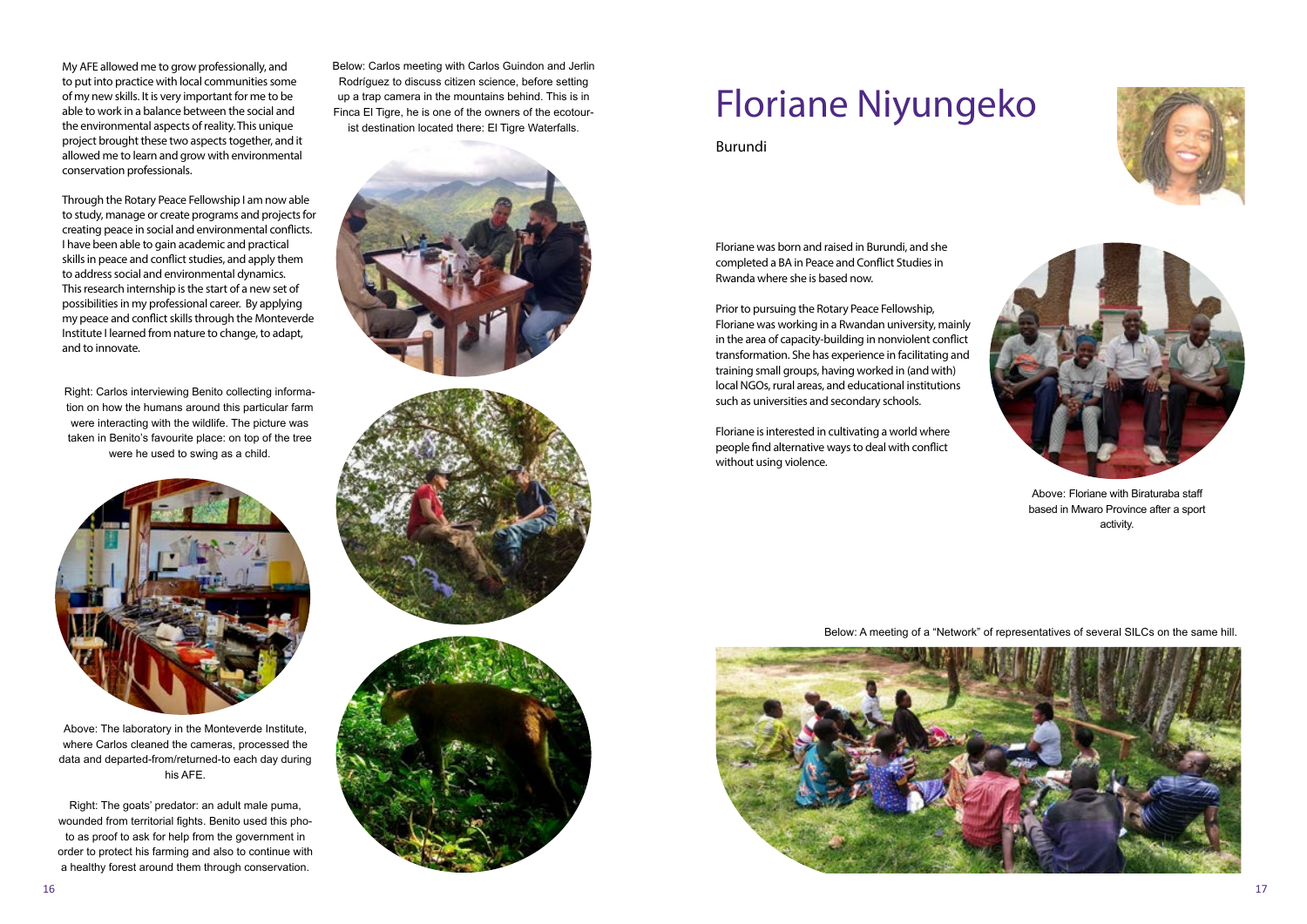My AFE allowed me to grow professionally, and to put into practice with local communities some of my new skills. It is very important for me to be able to work in a balance between the social and the environmental aspects of reality. This unique project brought these two aspects together, and it allowed me to learn and grow with environmental conservation professionals.

Through the Rotary Peace Fellowship I am now able to study, manage or create programs and projects for creating peace in social and environmental conflicts. I have been able to gain academic and practical skills in peace and conflict studies, and apply them to address social and environmental dynamics. This research internship is the start of a new set of possibilities in my professional career. By applying my peace and conflict skills through the Monteverde Institute I learned from nature to change, to adapt, and to innovate.

Right: Carlos interviewing Benito collecting information on how the humans around this particular farm were interacting with the wildlife. The picture was taken in Benito's favourite place: on top of the tree were he used to swing as a child.

Above: The laboratory in the Monteverde Institute, where Carlos cleaned the cameras, processed the data and departed-from/returned-to each day during his AFE.

Right: The goats' predator: an adult male puma, wounded from territorial fights. Benito used this photo as proof to ask for help from the government in order to protect his farming and also to continue with a healthy forest around them through conservation.

Below: Carlos meeting with Carlos Guindon and Jerlin Rodríguez to discuss citizen science, before setting up a trap camera in the mountains behind. This is in Finca El Tigre, he is one of the owners of the ecotourist destination located there: El Tigre Waterfalls.

# Floriane Niyungeko

Burundi

Floriane was born and raised in Burundi, and she completed a BA in Peace and Conflict Studies in Rwanda where she is based now.

Prior to pursuing the Rotary Peace Fellowship, Floriane was working in a Rwandan university, mainly in the area of capacity-building in nonviolent conflict transformation. She has experience in facilitating and training small groups, having worked in (and with) local NGOs, rural areas, and educational institutions such as universities and secondary schools.

Floriane is interested in cultivating a world where people find alternative ways to deal with conflict without using violence.

Above: Floriane with Biraturaba staff based in Mwaro Province after a sport activity.

Below: A meeting of a "Network" of representatives of several SILCs on the same hill.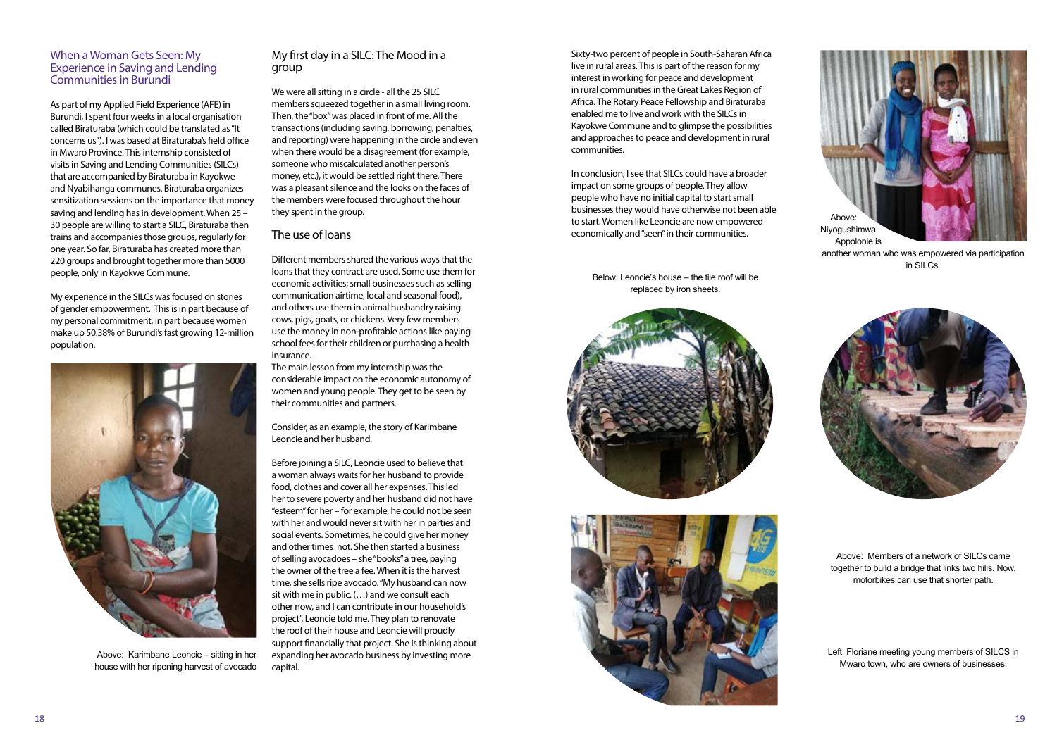## When a Woman Gets Seen: My Experience in Saving and Lending Communities in Burundi

As part of my Applied Field Experience (AFE) in Burundi, I spent four weeks in a local organisation called Biraturaba (which could be translated as "It concerns us"). I was based at Biraturaba's field office in Mwaro Province. This internship consisted of visits in Saving and Lending Communities (SILCs) that are accompanied by Biraturaba in Kayokwe and Nyabihanga communes. Biraturaba organizes sensitization sessions on the importance that money saving and lending has in development. When 25 – 30 people are willing to start a SILC, Biraturaba then trains and accompanies those groups, regularly for one year. So far, Biraturaba has created more than 220 groups and brought together more than 5000 people, only in Kayokwe Commune.

My experience in the SILCs was focused on stories of gender empowerment. This is in part because of my personal commitment, in part because women make up 50.38% of Burundi's fast growing 12-million population.

Above: Karimbane Leoncie – sitting in her house with her ripening harvest of avocado

## My first day in a SILC: The Mood in a group

We were all sitting in a circle - all the 25 SILC members squeezed together in a small living room. Then, the "box" was placed in front of me. All the transactions (including saving, borrowing, penalties, and reporting) were happening in the circle and even when there would be a disagreement (for example, someone who miscalculated another person's money, etc.), it would be settled right there. There was a pleasant silence and the looks on the faces of the members were focused throughout the hour they spent in the group.

## The use of loans

Different members shared the various ways that the loans that they contract are used. Some use them for economic activities; small businesses such as selling communication airtime, local and seasonal food), and others use them in animal husbandry raising cows, pigs, goats, or chickens. Very few members use the money in non-profitable actions like paying school fees for their children or purchasing a health insurance.

The main lesson from my internship was the considerable impact on the economic autonomy of women and young people. They get to be seen by their communities and partners.

Consider, as an example, the story of Karimbane Leoncie and her husband.

Before joining a SILC, Leoncie used to believe that a woman always waits for her husband to provide food, clothes and cover all her expenses. This led her to severe poverty and her husband did not have "esteem" for her – for example, he could not be seen with her and would never sit with her in parties and social events. Sometimes, he could give her money and other times not. She then started a business of selling avocadoes – she "books" a tree, paying the owner of the tree a fee. When it is the harvest time, she sells ripe avocado. "My husband can now sit with me in public. (…) and we consult each other now, and I can contribute in our household's project", Leoncie told me. They plan to renovate the roof of their house and Leoncie will proudly support financially that project. She is thinking about expanding her avocado business by investing more capital.

Sixty-two percent of people in South-Saharan Africa live in rural areas. This is part of the reason for my interest in working for peace and development in rural communities in the Great Lakes Region of Africa. The Rotary Peace Fellowship and Biraturaba enabled me to live and work with the SILCs in Kayokwe Commune and to glimpse the possibilities and approaches to peace and development in rural communities.

In conclusion, I see that SILCs could have a broader impact on some groups of people. They allow people who have no initial capital to start small businesses they would have otherwise not been able to start. Women like Leoncie are now empowered economically and "seen" in their communities.

Above: Niyogushimwa Appolonie is another woman who was empowered via participation in SILCs.

Below: Leoncie's house – the tile roof will be replaced by iron sheets.

Above: Members of a network of SILCs came together to build a bridge that links two hills. Now, motorbikes can use that shorter path.

Left: Floriane meeting young members of SILCS in Mwaro town, who are owners of businesses.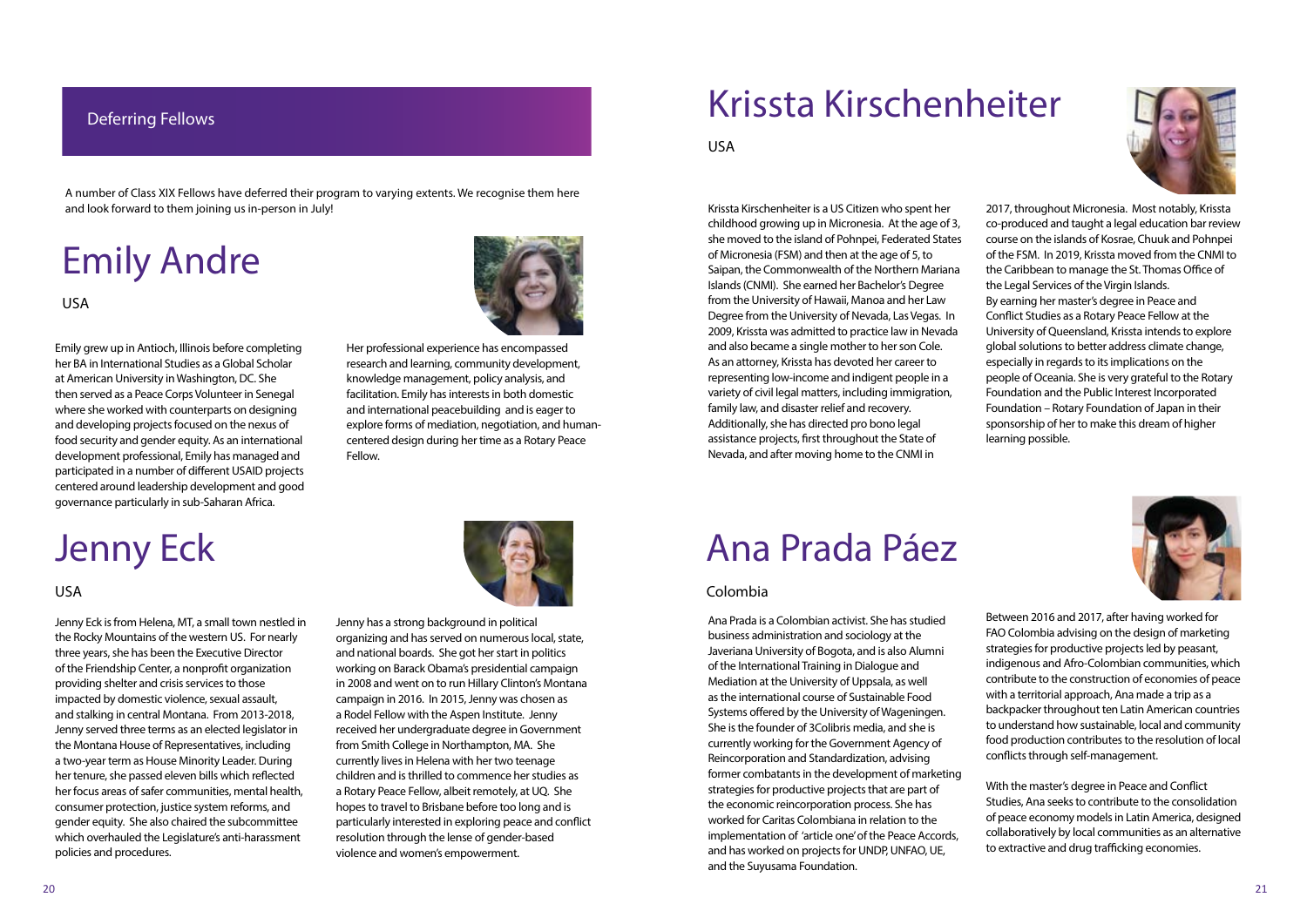## Deferring Fellows

A number of Class XIX Fellows have deferred their program to varying extents. We recognise them here and look forward to them joining us in-person in July!

# Emily Andre

USA

Emily grew up in Antioch, Illinois before completing her BA in International Studies as a Global Scholar at American University in Washington, DC. She then served as a Peace Corps Volunteer in Senegal where she worked with counterparts on designing and developing projects focused on the nexus of food security and gender equity. As an international development professional, Emily has managed and participated in a number of different USAID projects centered around leadership development and good governance particularly in sub-Saharan Africa.

Her professional experience has encompassed research and learning, community development, knowledge management, policy analysis, and facilitation. Emily has interests in both domestic and international peacebuilding and is eager to explore forms of mediation, negotiation, and human-centered design during her time as a Rotary Peace Fellow.

# Jenny Eck

USA

Jenny Eck is from Helena, MT, a small town nestled in the Rocky Mountains of the western US. For nearly three years, she has been the Executive Director of the Friendship Center, a nonprofit organization providing shelter and crisis services to those impacted by domestic violence, sexual assault, and stalking in central Montana. From 2013-2018, Jenny served three terms as an elected legislator in the Montana House of Representatives, including a two-year term as House Minority Leader. During her tenure, she passed eleven bills which reflected her focus areas of safer communities, mental health, consumer protection, justice system reforms, and gender equity. She also chaired the subcommittee which overhauled the Legislature's anti-harassment policies and procedures.

Jenny has a strong background in political organizing and has served on numerous local, state, and national boards. She got her start in politics working on Barack Obama's presidential campaign in 2008 and went on to run Hillary Clinton's Montana campaign in 2016. In 2015, Jenny was chosen as a Rodel Fellow with the Aspen Institute. Jenny received her undergraduate degree in Government from Smith College in Northampton, MA. She currently lives in Helena with her two teenage children and is thrilled to commence her studies as a Rotary Peace Fellow, albeit remotely, at UQ. She hopes to travel to Brisbane before too long and is particularly interested in exploring peace and conflict resolution through the lense of gender-based violence and women's empowerment.

# Krissta Kirschenheiter

USA

Krissta Kirschenheiter is a US Citizen who spent her childhood growing up in Micronesia. At the age of 3, she moved to the island of Pohnpei, Federated States of Micronesia (FSM) and then at the age of 5, to Saipan, the Commonwealth of the Northern Mariana Islands (CNMI). She earned her Bachelor's Degree from the University of Hawaii, Manoa and her Law Degree from the University of Nevada, Las Vegas. In 2009, Krissta was admitted to practice law in Nevada and also became a single mother to her son Cole. As an attorney, Krissta has devoted her career to representing low-income and indigent people in a variety of civil legal matters, including immigration, family law, and disaster relief and recovery. Additionally, she has directed pro bono legal assistance projects, first throughout the State of Nevada, and after moving home to the CNMI in 2017, throughout Micronesia. Most notably, Krissta co-produced and taught a legal education bar review course on the islands of Kosrae, Chuuk and Pohnpei of the FSM. In 2019, Krissta moved from the CNMI to the Caribbean to manage the St. Thomas Office of the Legal Services of the Virgin Islands.
By earning her master's degree in Peace and Conflict Studies as a Rotary Peace Fellow at the University of Queensland, Krissta intends to explore global solutions to better address climate change, especially in regards to its implications on the people of Oceania. She is very grateful to the Rotary Foundation and the Public Interest Incorporated Foundation – Rotary Foundation of Japan in their sponsorship of her to make this dream of higher learning possible.

# Ana Prada Páez

Colombia

Ana Prada is a Colombian activist. She has studied business administration and sociology at the Javeriana University of Bogota, and is also Alumni of the International Training in Dialogue and Mediation at the University of Uppsala, as well as the international course of Sustainable Food Systems offered by the University of Wageningen. She is the founder of 3Colibris media, and she is currently working for the Government Agency of Reincorporation and Standardization, advising former combatants in the development of marketing strategies for productive projects that are part of the economic reincorporation process. She has worked for Caritas Colombiana in relation to the implementation of 'article one' of the Peace Accords, and has worked on projects for UNDP, UNFAO, UE, and the Suyusama Foundation.

Between 2016 and 2017, after having worked for FAO Colombia advising on the design of marketing strategies for productive projects led by peasant, indigenous and Afro-Colombian communities, which contribute to the construction of economies of peace with a territorial approach, Ana made a trip as a backpacker throughout ten Latin American countries to understand how sustainable, local and community food production contributes to the resolution of local conflicts through self-management.

With the master's degree in Peace and Conflict Studies, Ana seeks to contribute to the consolidation of peace economy models in Latin America, designed collaboratively by local communities as an alternative to extractive and drug trafficking economies.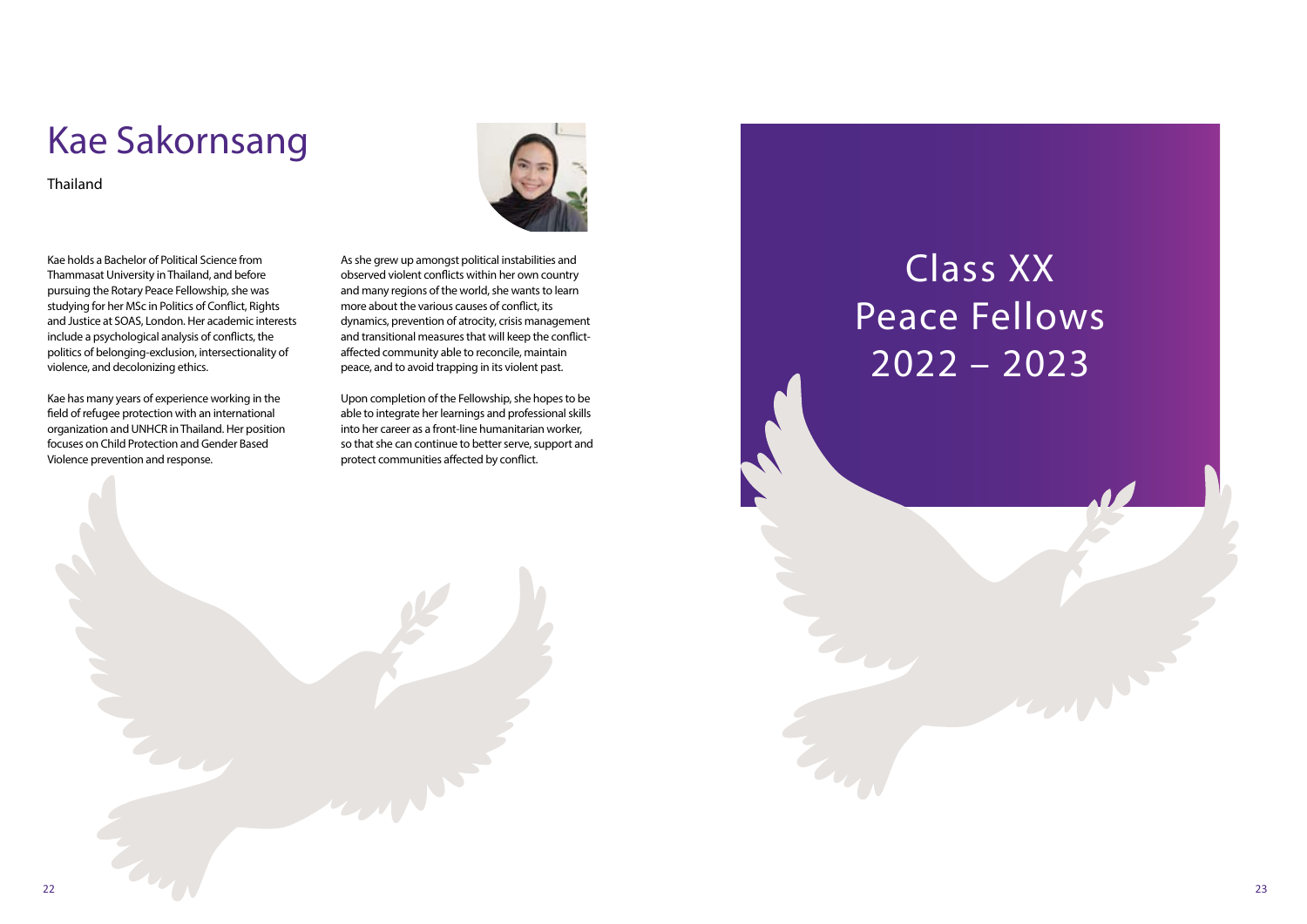# Kae Sakornsang

Thailand

Kae holds a Bachelor of Political Science from Thammasat University in Thailand, and before pursuing the Rotary Peace Fellowship, she was studying for her MSc in Politics of Conflict, Rights and Justice at SOAS, London. Her academic interests include a psychological analysis of conflicts, the politics of belonging-exclusion, intersectionality of violence, and decolonizing ethics.

Kae has many years of experience working in the field of refugee protection with an international organization and UNHCR in Thailand. Her position focuses on Child Protection and Gender Based Violence prevention and response.

As she grew up amongst political instabilities and observed violent conflicts within her own country and many regions of the world, she wants to learn more about the various causes of conflict, its dynamics, prevention of atrocity, crisis management and transitional measures that will keep the conflict-affected community able to reconcile, maintain peace, and to avoid trapping in its violent past.

Upon completion of the Fellowship, she hopes to be able to integrate her learnings and professional skills into her career as a front-line humanitarian worker, so that she can continue to better serve, support and protect communities affected by conflict.

# Class XX Peace Fellows 2022 – 2023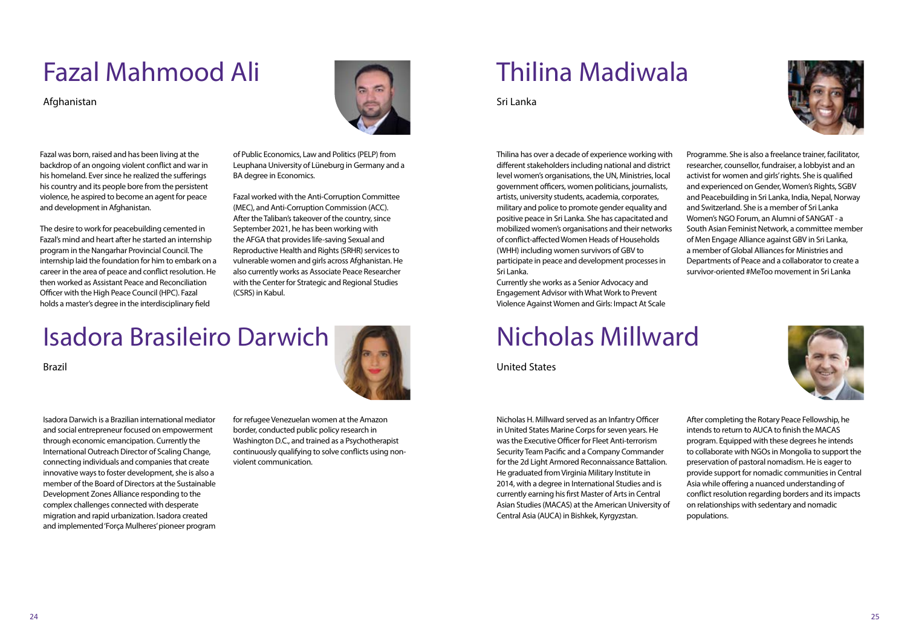# Fazal Mahmood Ali

Afghanistan

Fazal was born, raised and has been living at the backdrop of an ongoing violent conflict and war in his homeland. Ever since he realized the sufferings his country and its people bore from the persistent violence, he aspired to become an agent for peace and development in Afghanistan.

The desire to work for peacebuilding cemented in Fazal's mind and heart after he started an internship program in the Nangarhar Provincial Council. The internship laid the foundation for him to embark on a career in the area of peace and conflict resolution. He then worked as Assistant Peace and Reconciliation Officer with the High Peace Council (HPC). Fazal holds a master's degree in the interdisciplinary field of Public Economics, Law and Politics (PELP) from Leuphana University of Lüneburg in Germany and a BA degree in Economics.

Fazal worked with the Anti-Corruption Committee (MEC), and Anti-Corruption Commission (ACC). After the Taliban's takeover of the country, since September 2021, he has been working with the AFGA that provides life-saving Sexual and Reproductive Health and Rights (SRHR) services to vulnerable women and girls across Afghanistan. He also currently works as Associate Peace Researcher with the Center for Strategic and Regional Studies (CSRS) in Kabul.

# Isadora Brasileiro Darwich

Brazil

Isadora Darwich is a Brazilian international mediator and social entrepreneur focused on empowerment through economic emancipation. Currently the International Outreach Director of Scaling Change, connecting individuals and companies that create innovative ways to foster development, she is also a member of the Board of Directors at the Sustainable Development Zones Alliance responding to the complex challenges connected with desperate migration and rapid urbanization. Isadora created and implemented 'Força Mulheres' pioneer program for refugee Venezuelan women at the Amazon border, conducted public policy research in Washington D.C., and trained as a Psychotherapist continuously qualifying to solve conflicts using non-violent communication.

# Thilina Madiwala

Sri Lanka

Thilina has over a decade of experience working with different stakeholders including national and district level women's organisations, the UN, Ministries, local government officers, women politicians, journalists, artists, university students, academia, corporates, military and police to promote gender equality and positive peace in Sri Lanka. She has capacitated and mobilized women's organisations and their networks of conflict-affected Women Heads of Households (WHH) including women survivors of GBV to participate in peace and development processes in Sri Lanka.
Currently she works as a Senior Advocacy and Engagement Advisor with What Work to Prevent Violence Against Women and Girls: Impact At Scale Programme. She is also a freelance trainer, facilitator, researcher, counsellor, fundraiser, a lobbyist and an activist for women and girls' rights. She is qualified and experienced on Gender, Women's Rights, SGBV and Peacebuilding in Sri Lanka, India, Nepal, Norway and Switzerland. She is a member of Sri Lanka Women's NGO Forum, an Alumni of SANGAT - a South Asian Feminist Network, a committee member of Men Engage Alliance against GBV in Sri Lanka, a member of Global Alliances for Ministries and Departments of Peace and a collaborator to create a survivor-oriented #MeToo movement in Sri Lanka

# Nicholas Millward

United States

Nicholas H. Millward served as an Infantry Officer in United States Marine Corps for seven years. He was the Executive Officer for Fleet Anti-terrorism Security Team Pacific and a Company Commander for the 2d Light Armored Reconnaissance Battalion. He graduated from Virginia Military Institute in 2014, with a degree in International Studies and is currently earning his first Master of Arts in Central Asian Studies (MACAS) at the American University of Central Asia (AUCA) in Bishkek, Kyrgyzstan.

After completing the Rotary Peace Fellowship, he intends to return to AUCA to finish the MACAS program. Equipped with these degrees he intends to collaborate with NGOs in Mongolia to support the preservation of pastoral nomadism. He is eager to provide support for nomadic communities in Central Asia while offering a nuanced understanding of conflict resolution regarding borders and its impacts on relationships with sedentary and nomadic populations.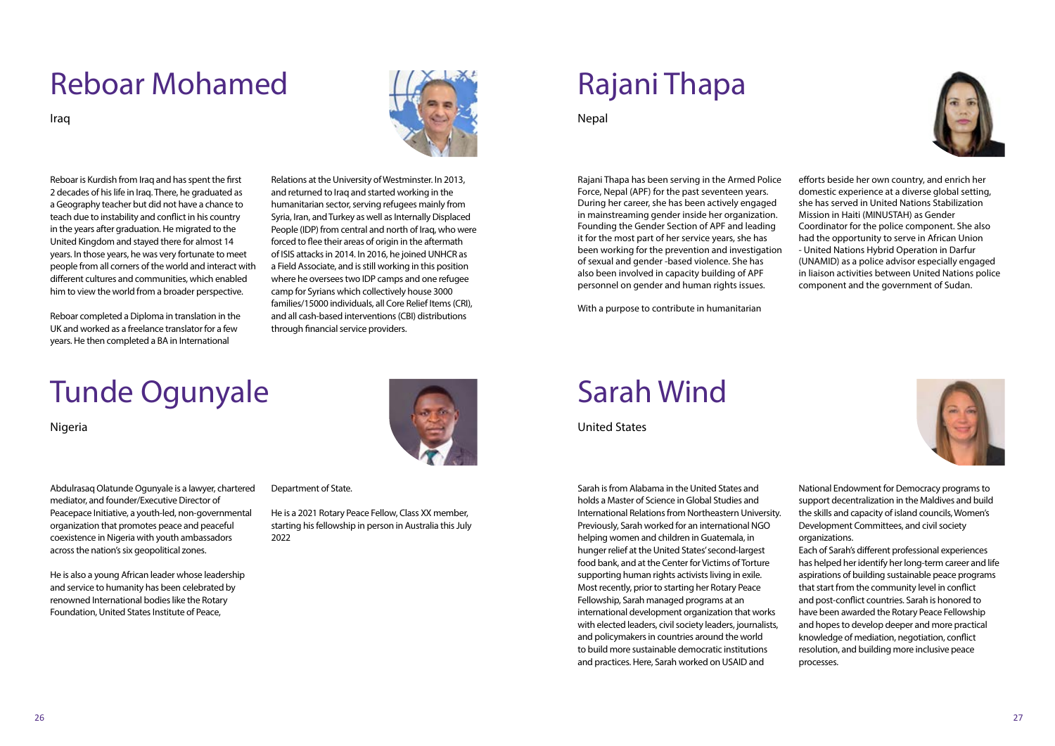# Reboar Mohamed

Iraq

Reboar is Kurdish from Iraq and has spent the first 2 decades of his life in Iraq. There, he graduated as a Geography teacher but did not have a chance to teach due to instability and conflict in his country in the years after graduation. He migrated to the United Kingdom and stayed there for almost 14 years. In those years, he was very fortunate to meet people from all corners of the world and interact with different cultures and communities, which enabled him to view the world from a broader perspective.

Reboar completed a Diploma in translation in the UK and worked as a freelance translator for a few years. He then completed a BA in International Relations at the University of Westminster. In 2013, and returned to Iraq and started working in the humanitarian sector, serving refugees mainly from Syria, Iran, and Turkey as well as Internally Displaced People (IDP) from central and north of Iraq, who were forced to flee their areas of origin in the aftermath of ISIS attacks in 2014. In 2016, he joined UNHCR as a Field Associate, and is still working in this position where he oversees two IDP camps and one refugee camp for Syrians which collectively house 3000 families/15000 individuals, all Core Relief Items (CRI), and all cash-based interventions (CBI) distributions through financial service providers.

# Tunde Ogunyale

Nigeria

Abdulrasaq Olatunde Ogunyale is a lawyer, chartered mediator, and founder/Executive Director of Peacepace Initiative, a youth-led, non-governmental organization that promotes peace and peaceful coexistence in Nigeria with youth ambassadors across the nation's six geopolitical zones.

He is also a young African leader whose leadership and service to humanity has been celebrated by renowned International bodies like the Rotary Foundation, United States Institute of Peace, Department of State.

He is a 2021 Rotary Peace Fellow, Class XX member, starting his fellowship in person in Australia this July 2022

# Rajani Thapa

Nepal

Rajani Thapa has been serving in the Armed Police Force, Nepal (APF) for the past seventeen years. During her career, she has been actively engaged in mainstreaming gender inside her organization. Founding the Gender Section of APF and leading it for the most part of her service years, she has been working for the prevention and investigation of sexual and gender -based violence. She has also been involved in capacity building of APF personnel on gender and human rights issues.

With a purpose to contribute in humanitarian efforts beside her own country, and enrich her domestic experience at a diverse global setting, she has served in United Nations Stabilization Mission in Haiti (MINUSTAH) as Gender Coordinator for the police component. She also had the opportunity to serve in African Union - United Nations Hybrid Operation in Darfur (UNAMID) as a police advisor especially engaged in liaison activities between United Nations police component and the government of Sudan.

# Sarah Wind

United States

Sarah is from Alabama in the United States and holds a Master of Science in Global Studies and International Relations from Northeastern University. Previously, Sarah worked for an international NGO helping women and children in Guatemala, in hunger relief at the United States' second-largest food bank, and at the Center for Victims of Torture supporting human rights activists living in exile. Most recently, prior to starting her Rotary Peace Fellowship, Sarah managed programs at an international development organization that works with elected leaders, civil society leaders, journalists, and policymakers in countries around the world to build more sustainable democratic institutions and practices. Here, Sarah worked on USAID and National Endowment for Democracy programs to support decentralization in the Maldives and build the skills and capacity of island councils, Women's Development Committees, and civil society organizations.

Each of Sarah's different professional experiences has helped her identify her long-term career and life aspirations of building sustainable peace programs that start from the community level in conflict and post-conflict countries. Sarah is honored to have been awarded the Rotary Peace Fellowship and hopes to develop deeper and more practical knowledge of mediation, negotiation, conflict resolution, and building more inclusive peace processes.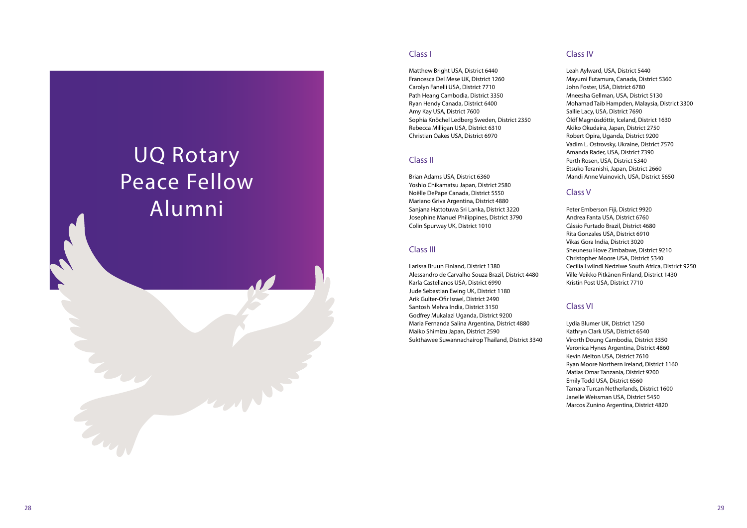# UQ Rotary Peace Fellow Alumni

## Class I

Matthew Bright USA, District 6440
Francesca Del Mese UK, District 1260
Carolyn Fanelli USA, District 7710
Path Heang Cambodia, District 3350
Ryan Hendy Canada, District 6400
Amy Kay USA, District 7600
Sophia Knöchel Ledberg Sweden, District 2350
Rebecca Milligan USA, District 6310
Christian Oakes USA, District 6970

## Class II

Brian Adams USA, District 6360
Yoshio Chikamatsu Japan, District 2580
Noëlle DePape Canada, District 5550
Mariano Griva Argentina, District 4880
Sanjana Hattotuwa Sri Lanka, District 3220
Josephine Manuel Philippines, District 3790
Colin Spurway UK, District 1010

## Class III

Larissa Bruun Finland, District 1380
Alessandro de Carvalho Souza Brazil, District 4480
Karla Castellanos USA, District 6990
Jude Sebastian Ewing UK, District 1180
Arik Gulter-Ofir Israel, District 2490
Santosh Mehra India, District 3150
Godfrey Mukalazi Uganda, District 9200
Maria Fernanda Salina Argentina, District 4880
Maiko Shimizu Japan, District 2590
Sukthawee Suwannachairop Thailand, District 3340

## Class IV

Leah Aylward, USA, District 5440
Mayumi Futamura, Canada, District 5360
John Foster, USA, District 6780
Mneesha Gellman, USA, District 5130
Mohamad Taib Hampden, Malaysia, District 3300
Sallie Lacy, USA, District 7690
Ólöf Magnúsdóttir, Iceland, District 1630
Akiko Okudaira, Japan, District 2750
Robert Opira, Uganda, District 9200
Vadim L. Ostrovsky, Ukraine, District 7570
Amanda Rader, USA, District 7390
Perth Rosen, USA, District 5340
Etsuko Teranishi, Japan, District 2660
Mandi Anne Vuinovich, USA, District 5650

## Class V

Peter Emberson Fiji, District 9920
Andrea Fanta USA, District 6760
Cássio Furtado Brazil, District 4680
Rita Gonzales USA, District 6910
Vikas Gora India, District 3020
Sheunesu Hove Zimbabwe, District 9210
Christopher Moore USA, District 5340
Cecilia Lwiindi Nedziwe South Africa, District 9250
Ville-Veikko Pitkänen Finland, District 1430
Kristin Post USA, District 7710

## Class VI

Lydia Blumer UK, District 1250
Kathryn Clark USA, District 6540
Virorth Doung Cambodia, District 3350
Veronica Hynes Argentina, District 4860
Kevin Melton USA, District 7610
Ryan Moore Northern Ireland, District 1160
Matias Omar Tanzania, District 9200
Emily Todd USA, District 6560
Tamara Turcan Netherlands, District 1600
Janelle Weissman USA, District 5450
Marcos Zunino Argentina, District 4820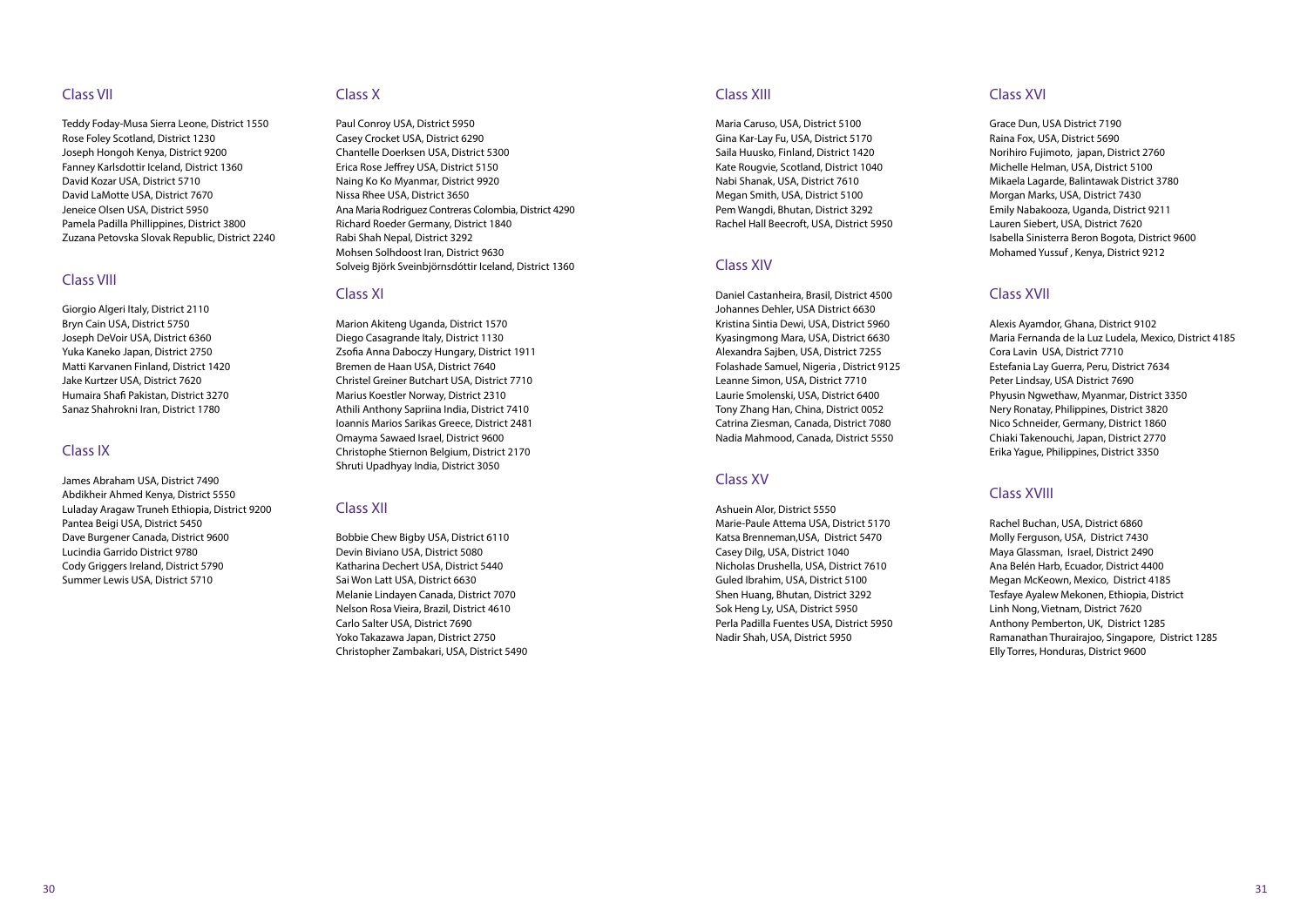## Class VII

Teddy Foday-Musa Sierra Leone, District 1550
Rose Foley Scotland, District 1230
Joseph Hongoh Kenya, District 9200
Fanney Karlsdottir Iceland, District 1360
David Kozar USA, District 5710
David LaMotte USA, District 7670
Jeneice Olsen USA, District 5950
Pamela Padilla Phillippines, District 3800
Zuzana Petovska Slovak Republic, District 2240

## Class VIII

Giorgio Algeri Italy, District 2110
Bryn Cain USA, District 5750
Joseph DeVoir USA, District 6360
Yuka Kaneko Japan, District 2750
Matti Karvanen Finland, District 1420
Jake Kurtzer USA, District 7620
Humaira Shafi Pakistan, District 3270
Sanaz Shahrokni Iran, District 1780

## Class IX

James Abraham USA, District 7490
Abdikheir Ahmed Kenya, District 5550
Luladay Aragaw Truneh Ethiopia, District 9200
Pantea Beigi USA, District 5450
Dave Burgener Canada, District 9600
Lucindia Garrido District 9780
Cody Griggers Ireland, District 5790
Summer Lewis USA, District 5710

## Class X

Paul Conroy USA, District 5950
Casey Crocket USA, District 6290
Chantelle Doerksen USA, District 5300
Erica Rose Jeffrey USA, District 5150
Naing Ko Ko Myanmar, District 9920
Nissa Rhee USA, District 3650
Ana Maria Rodriguez Contreras Colombia, District 4290
Richard Roeder Germany, District 1840
Rabi Shah Nepal, District 3292
Mohsen Solhdoost Iran, District 9630
Solveig Björk Sveinbjörnsdóttir Iceland, District 1360

## Class XI

Marion Akiteng Uganda, District 1570
Diego Casagrande Italy, District 1130
Zsofia Anna Daboczy Hungary, District 1911
Bremen de Haan USA, District 7640
Christel Greiner Butchart USA, District 7710
Marius Koestler Norway, District 2310
Athili Anthony Sapriina India, District 7410
Ioannis Marios Sarikas Greece, District 2481
Omayma Sawaed Israel, District 9600
Christophe Stiernon Belgium, District 2170
Shruti Upadhyay India, District 3050

## Class XII

Bobbie Chew Bigby USA, District 6110
Devin Biviano USA, District 5080
Katharina Dechert USA, District 5440
Sai Won Latt USA, District 6630
Melanie Lindayen Canada, District 7070
Nelson Rosa Vieira, Brazil, District 4610
Carlo Salter USA, District 7690
Yoko Takazawa Japan, District 2750
Christopher Zambakari, USA, District 5490

## Class XIII

Maria Caruso, USA, District 5100
Gina Kar-Lay Fu, USA, District 5170
Saila Huusko, Finland, District 1420
Kate Rougvie, Scotland, District 1040
Nabi Shanak, USA, District 7610
Megan Smith, USA, District 5100
Pem Wangdi, Bhutan, District 3292
Rachel Hall Beecroft, USA, District 5950

## Class XIV

Daniel Castanheira, Brasil, District 4500
Johannes Dehler, USA District 6630
Kristina Sintia Dewi, USA, District 5960
Kyasingmong Mara, USA, District 6630
Alexandra Sajben, USA, District 7255
Folashade Samuel, Nigeria , District 9125
Leanne Simon, USA, District 7710
Laurie Smolenski, USA, District 6400
Tony Zhang Han, China, District 0052
Catrina Ziesman, Canada, District 7080
Nadia Mahmood, Canada, District 5550

## Class XV

Ashuein Alor, District 5550
Marie-Paule Attema USA, District 5170
Katsa Brenneman,USA, District 5470
Casey Dilg, USA, District 1040
Nicholas Drushella, USA, District 7610
Guled Ibrahim, USA, District 5100
Shen Huang, Bhutan, District 3292
Sok Heng Ly, USA, District 5950
Perla Padilla Fuentes USA, District 5950
Nadir Shah, USA, District 5950

## Class XVI

Grace Dun, USA District 7190
Raina Fox, USA, District 5690
Norihiro Fujimoto, japan, District 2760
Michelle Helman, USA, District 5100
Mikaela Lagarde, Balintawak District 3780
Morgan Marks, USA, District 7430
Emily Nabakooza, Uganda, District 9211
Lauren Siebert, USA, District 7620
Isabella Sinisterra Beron Bogota, District 9600
Mohamed Yussuf , Kenya, District 9212

## Class XVII

Alexis Ayamdor, Ghana, District 9102
Maria Fernanda de la Luz Ludela, Mexico, District 4185
Cora Lavin USA, District 7710
Estefania Lay Guerra, Peru, District 7634
Peter Lindsay, USA District 7690
Phyusin Ngwethaw, Myanmar, District 3350
Nery Ronatay, Philippines, District 3820
Nico Schneider, Germany, District 1860
Chiaki Takenouchi, Japan, District 2770
Erika Yague, Philippines, District 3350

## Class XVIII

Rachel Buchan, USA, District 6860
Molly Ferguson, USA, District 7430
Maya Glassman, Israel, District 2490
Ana Belén Harb, Ecuador, District 4400
Megan McKeown, Mexico, District 4185
Tesfaye Ayalew Mekonen, Ethiopia, District
Linh Nong, Vietnam, District 7620
Anthony Pemberton, UK, District 1285
Ramanathan Thurairajoo, Singapore, District 1285
Elly Torres, Honduras, District 9600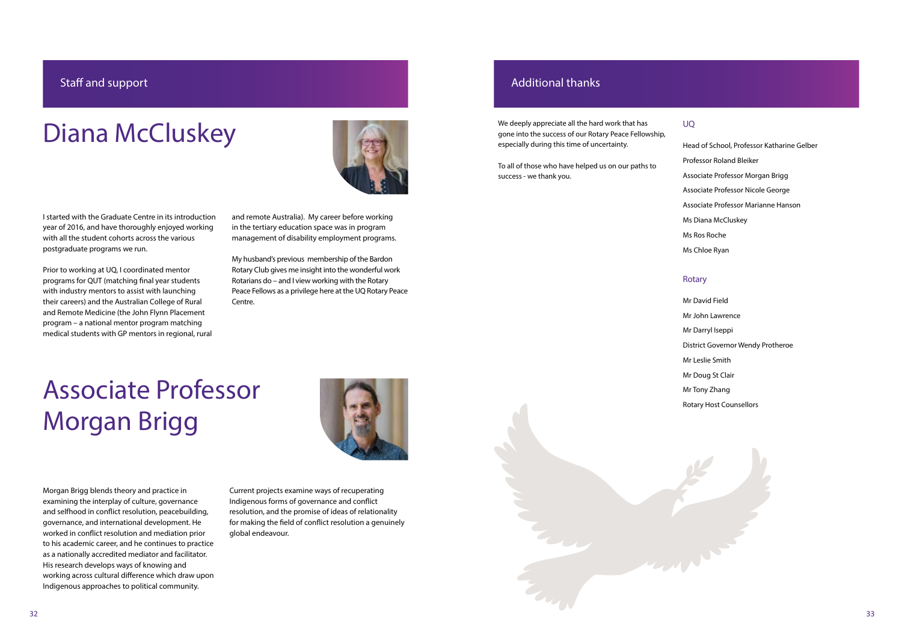## Staff and support

# Diana McCluskey

I started with the Graduate Centre in its introduction year of 2016, and have thoroughly enjoyed working with all the student cohorts across the various postgraduate programs we run.

Prior to working at UQ, I coordinated mentor programs for QUT (matching final year students with industry mentors to assist with launching their careers) and the Australian College of Rural and Remote Medicine (the John Flynn Placement program – a national mentor program matching medical students with GP mentors in regional, rural and remote Australia). My career before working in the tertiary education space was in program management of disability employment programs.

My husband's previous membership of the Bardon Rotary Club gives me insight into the wonderful work Rotarians do – and I view working with the Rotary Peace Fellows as a privilege here at the UQ Rotary Peace Centre.

# Associate Professor Morgan Brigg

Morgan Brigg blends theory and practice in examining the interplay of culture, governance and selfhood in conflict resolution, peacebuilding, governance, and international development. He worked in conflict resolution and mediation prior to his academic career, and he continues to practice as a nationally accredited mediator and facilitator. His research develops ways of knowing and working across cultural difference which draw upon Indigenous approaches to political community.

Current projects examine ways of recuperating Indigenous forms of governance and conflict resolution, and the promise of ideas of relationality for making the field of conflict resolution a genuinely global endeavour.

## Additional thanks

We deeply appreciate all the hard work that has gone into the success of our Rotary Peace Fellowship, especially during this time of uncertainty.

To all of those who have helped us on our paths to success - we thank you.

### UQ

Head of School, Professor Katharine Gelber

Professor Roland Bleiker

Associate Professor Morgan Brigg

Associate Professor Nicole George

Associate Professor Marianne Hanson

Ms Diana McCluskey

Ms Ros Roche

Ms Chloe Ryan

### Rotary

Mr David Field

Mr John Lawrence

Mr Darryl Iseppi

District Governor Wendy Protheroe

Mr Leslie Smith

Mr Doug St Clair

Mr Tony Zhang

Rotary Host Counsellors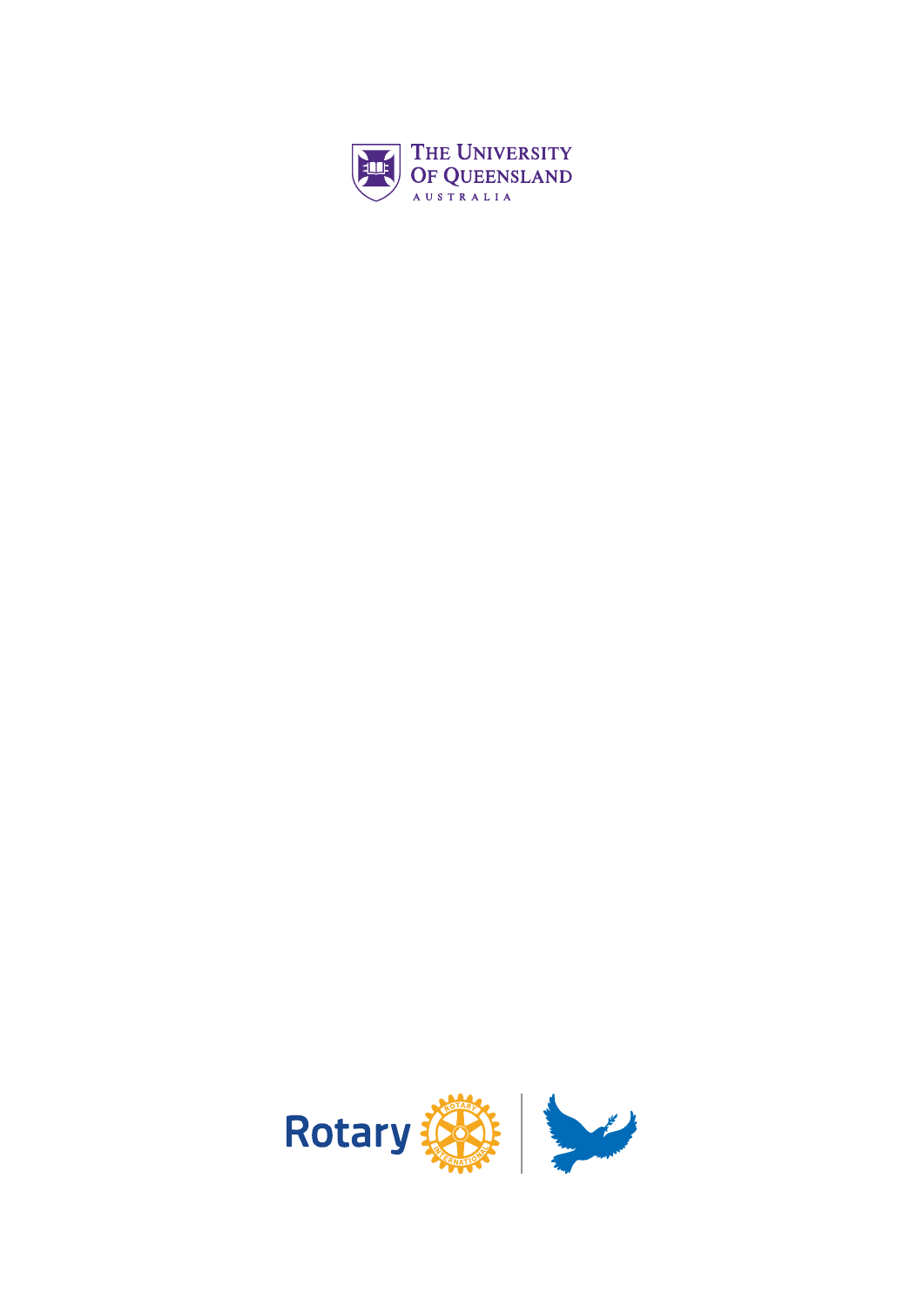THE UNIVERSITY OF QUEENSLAND

AUSTRALIA

Rotary